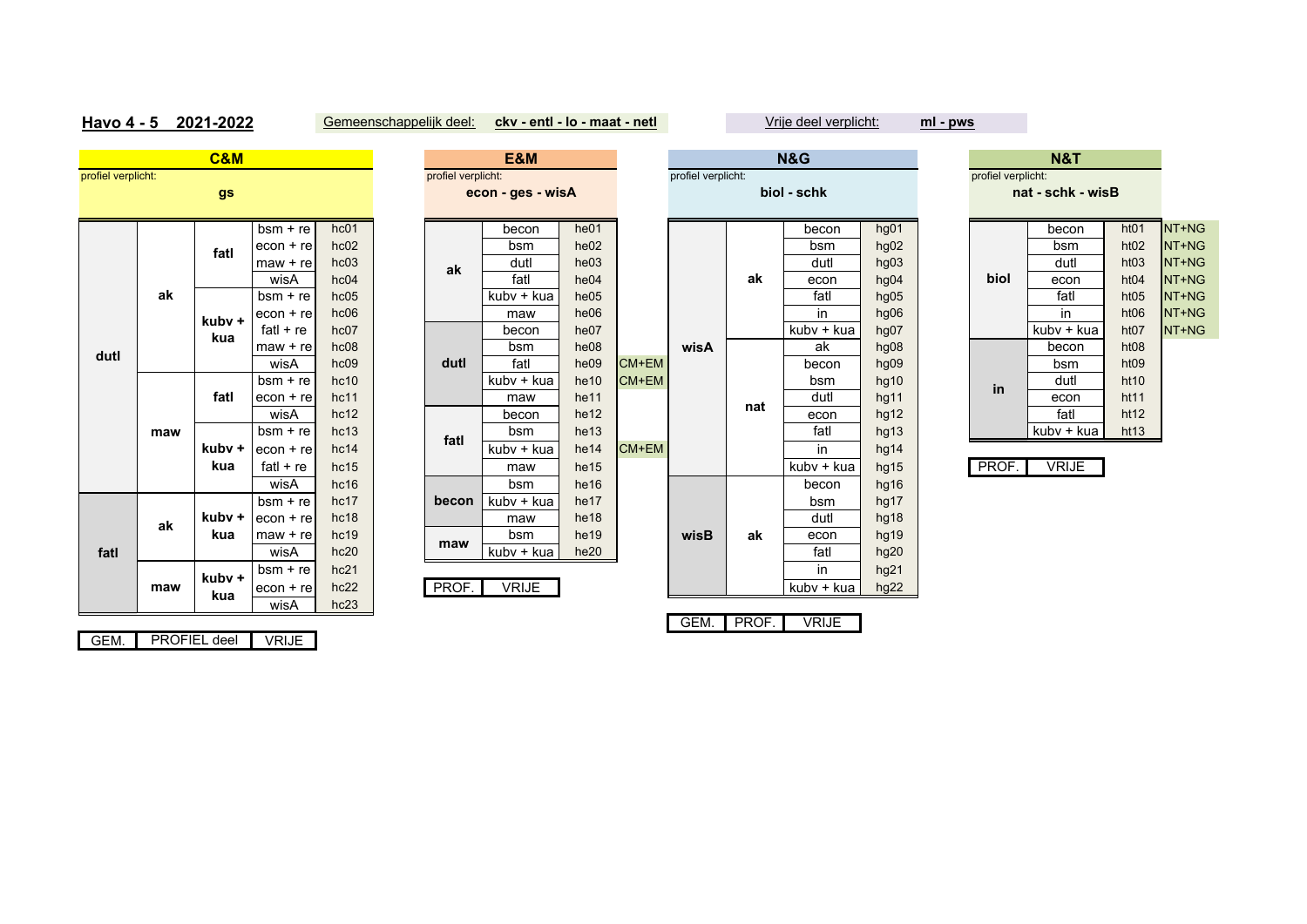**Havo 4 - 5 2021-2022**

Gemeenschappelijk deel: **ckv - entl - lo - maat - netl**

Vrije deel verplicht: **ml - pws**

## C&M

profiel verplicht: **gs**

| GEM. | PROFIEL deel | | VRIJE | |
|---|---|---|---|---|
| dutl | ak | fatl | bsm + re | hc01 |
| | | | econ + re | hc02 |
| | | | maw + re | hc03 |
| | | | wisA | hc04 |
| | | kubv + kua | bsm + re | hc05 |
| | | | econ + re | hc06 |
| | | | fatl + re | hc07 |
| | | | maw + re | hc08 |
| | | | wisA | hc09 |
| | maw | fatl | bsm + re | hc10 |
| | | | econ + re | hc11 |
| | | | wisA | hc12 |
| | | kubv + kua | bsm + re | hc13 |
| | | | econ + re | hc14 |
| | | | fatl + re | hc15 |
| | | | wisA | hc16 |
| fatl | ak | kubv + kua | bsm + re | hc17 |
| | | | econ + re | hc18 |
| | | | maw + re | hc19 |
| | | | wisA | hc20 |
| | maw | kubv + kua | bsm + re | hc21 |
| | | | econ + re | hc22 |
| | | | wisA | hc23 |

## E&M

profiel verplicht: **econ - ges - wisA**

| PROF. | VRIJE | | |
|---|---|---|---|
| ak | becon | he01 | |
| | bsm | he02 | |
| | dutl | he03 | |
| | fatl | he04 | |
| | kubv + kua | he05 | |
| | maw | he06 | |
| dutl | becon | he07 | |
| | bsm | he08 | |
| | fatl | he09 | CM+EM |
| | kubv + kua | he10 | CM+EM |
| | maw | he11 | |
| fatl | becon | he12 | |
| | bsm | he13 | |
| | kubv + kua | he14 | CM+EM |
| | maw | he15 | |
| becon | bsm | he16 | |
| | kubv + kua | he17 | |
| | maw | he18 | |
| maw | bsm | he19 | |
| | kubv + kua | he20 | |

## N&G

profiel verplicht: **biol - schk**

| GEM. | PROF. | VRIJE | |
|---|---|---|---|
| wisA | ak | becon | hg01 |
| | | bsm | hg02 |
| | | dutl | hg03 |
| | | econ | hg04 |
| | | fatl | hg05 |
| | | in | hg06 |
| | | kubv + kua | hg07 |
| | nat | ak | hg08 |
| | | becon | hg09 |
| | | bsm | hg10 |
| | | dutl | hg11 |
| | | econ | hg12 |
| | | fatl | hg13 |
| | | in | hg14 |
| | | kubv + kua | hg15 |
| wisB | ak | becon | hg16 |
| | | bsm | hg17 |
| | | dutl | hg18 |
| | | econ | hg19 |
| | | fatl | hg20 |
| | | in | hg21 |
| | | kubv + kua | hg22 |

## N&T

profiel verplicht: **nat - schk - wisB**

| PROF. | VRIJE | | |
|---|---|---|---|
| biol | becon | ht01 | NT+NG |
| | bsm | ht02 | NT+NG |
| | dutl | ht03 | NT+NG |
| | econ | ht04 | NT+NG |
| | fatl | ht05 | NT+NG |
| | in | ht06 | NT+NG |
| | kubv + kua | ht07 | NT+NG |
| in | becon | ht08 | |
| | bsm | ht09 | |
| | dutl | ht10 | |
| | econ | ht11 | |
| | fatl | ht12 | |
| | kubv + kua | ht13 | |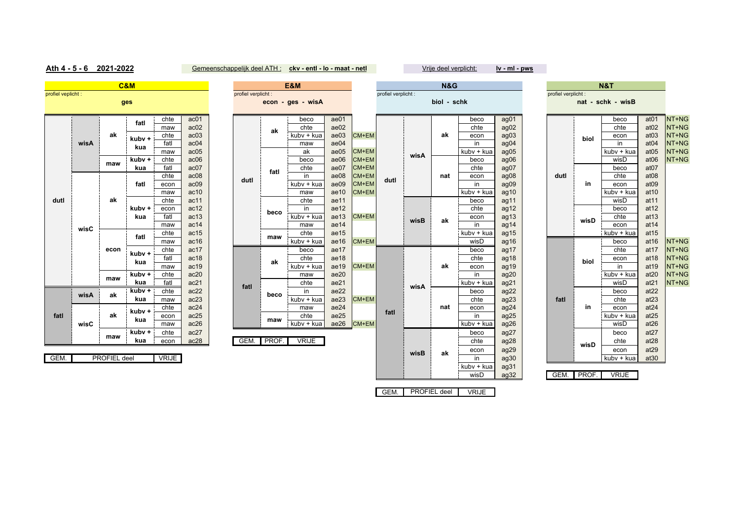**Ath 4 - 5 - 6 2021-2022**

Gemeenschappelijk deel ATH : **ckv - entl - lo - maat - netl**

Vrije deel verplicht: **lv - ml - pws**

## C&M

profiel verplicht : **ges**

| GEM. | PROFIEL deel | | VRIJE | | |
|---|---|---|---|---|---|
| dutl | wisA | ak | fatl | chte | ac01 |
| dutl | wisA | ak | fatl | maw | ac02 |
| dutl | wisA | ak | kubv + kua | chte | ac03 |
| dutl | wisA | ak | kubv + kua | fatl | ac04 |
| dutl | wisA | ak | kubv + kua | maw | ac05 |
| dutl | wisA | maw | kubv + kua | chte | ac06 |
| dutl | wisA | maw | kubv + kua | fatl | ac07 |
| dutl | wisC | ak | fatl | chte | ac08 |
| dutl | wisC | ak | fatl | econ | ac09 |
| dutl | wisC | ak | fatl | maw | ac10 |
| dutl | wisC | ak | kubv + kua | chte | ac11 |
| dutl | wisC | ak | kubv + kua | econ | ac12 |
| dutl | wisC | ak | kubv + kua | fatl | ac13 |
| dutl | wisC | ak | kubv + kua | maw | ac14 |
| dutl | wisC | econ | fatl | chte | ac15 |
| dutl | wisC | econ | fatl | maw | ac16 |
| dutl | wisC | econ | kubv + kua | chte | ac17 |
| dutl | wisC | econ | kubv + kua | fatl | ac18 |
| dutl | wisC | econ | kubv + kua | maw | ac19 |
| dutl | wisC | maw | kubv + kua | chte | ac20 |
| dutl | wisC | maw | kubv + kua | fatl | ac21 |
| fatl | wisA | ak | kubv + kua | chte | ac22 |
| fatl | wisA | ak | kubv + kua | maw | ac23 |
| fatl | wisC | ak | kubv + kua | chte | ac24 |
| fatl | wisC | ak | kubv + kua | econ | ac25 |
| fatl | wisC | ak | kubv + kua | maw | ac26 |
| fatl | wisC | maw | kubv + kua | chte | ac27 |
| fatl | wisC | maw | kubv + kua | econ | ac28 |

## E&M

profiel verplicht : **econ - ges - wisA**

| GEM. | PROF. | VRIJE | | |
|---|---|---|---|---|
| dutl | ak | beco | ae01 | |
| dutl | ak | chte | ae02 | |
| dutl | ak | kubv + kua | ae03 | CM+EM |
| dutl | ak | maw | ae04 | |
| dutl | fatl | ak | ae05 | CM+EM |
| dutl | fatl | beco | ae06 | CM+EM |
| dutl | fatl | chte | ae07 | CM+EM |
| dutl | fatl | in | ae08 | CM+EM |
| dutl | fatl | kubv + kua | ae09 | CM+EM |
| dutl | fatl | maw | ae10 | CM+EM |
| dutl | beco | chte | ae11 | |
| dutl | beco | in | ae12 | |
| dutl | beco | kubv + kua | ae13 | CM+EM |
| dutl | beco | maw | ae14 | |
| dutl | maw | chte | ae15 | |
| dutl | maw | kubv + kua | ae16 | CM+EM |
| fatl | ak | beco | ae17 | |
| fatl | ak | chte | ae18 | |
| fatl | ak | kubv + kua | ae19 | CM+EM |
| fatl | ak | maw | ae20 | |
| fatl | beco | chte | ae21 | |
| fatl | beco | in | ae22 | |
| fatl | beco | kubv + kua | ae23 | CM+EM |
| fatl | beco | maw | ae24 | |
| fatl | maw | chte | ae25 | |
| fatl | maw | kubv + kua | ae26 | CM+EM |

## N&G

profiel verplicht : **biol - schk**

| GEM. | PROFIEL deel | | VRIJE | |
|---|---|---|---|---|
| dutl | wisA | ak | beco | ag01 |
| dutl | wisA | ak | chte | ag02 |
| dutl | wisA | ak | econ | ag03 |
| dutl | wisA | ak | in | ag04 |
| dutl | wisA | ak | kubv + kua | ag05 |
| dutl | wisA | nat | beco | ag06 |
| dutl | wisA | nat | chte | ag07 |
| dutl | wisA | nat | econ | ag08 |
| dutl | wisA | nat | in | ag09 |
| dutl | wisA | nat | kubv + kua | ag10 |
| dutl | wisB | ak | beco | ag11 |
| dutl | wisB | ak | chte | ag12 |
| dutl | wisB | ak | econ | ag13 |
| dutl | wisB | ak | in | ag14 |
| dutl | wisB | ak | kubv + kua | ag15 |
| dutl | wisB | ak | wisD | ag16 |
| fatl | wisA | ak | beco | ag17 |
| fatl | wisA | ak | chte | ag18 |
| fatl | wisA | ak | econ | ag19 |
| fatl | wisA | ak | in | ag20 |
| fatl | wisA | ak | kubv + kua | ag21 |
| fatl | wisA | nat | beco | ag22 |
| fatl | wisA | nat | chte | ag23 |
| fatl | wisA | nat | econ | ag24 |
| fatl | wisA | nat | in | ag25 |
| fatl | wisA | nat | kubv + kua | ag26 |
| fatl | wisB | ak | beco | ag27 |
| fatl | wisB | ak | chte | ag28 |
| fatl | wisB | ak | econ | ag29 |
| fatl | wisB | ak | in | ag30 |
| fatl | wisB | ak | kubv + kua | ag31 |
| fatl | wisB | ak | wisD | ag32 |

## N&T

profiel verplicht : **nat - schk - wisB**

| GEM. | PROF. | VRIJE | | |
|---|---|---|---|---|
| dutl | biol | beco | at01 | NT+NG |
| dutl | biol | chte | at02 | NT+NG |
| dutl | biol | econ | at03 | NT+NG |
| dutl | biol | in | at04 | NT+NG |
| dutl | biol | kubv + kua | at05 | NT+NG |
| dutl | biol | wisD | at06 | NT+NG |
| dutl | in | beco | at07 | |
| dutl | in | chte | at08 | |
| dutl | in | econ | at09 | |
| dutl | in | kubv + kua | at10 | |
| dutl | in | wisD | at11 | |
| dutl | wisD | beco | at12 | |
| dutl | wisD | chte | at13 | |
| dutl | wisD | econ | at14 | |
| dutl | wisD | kubv + kua | at15 | |
| fatl | biol | beco | at16 | NT+NG |
| fatl | biol | chte | at17 | NT+NG |
| fatl | biol | econ | at18 | NT+NG |
| fatl | biol | in | at19 | NT+NG |
| fatl | biol | kubv + kua | at20 | NT+NG |
| fatl | biol | wisD | at21 | NT+NG |
| fatl | in | beco | at22 | |
| fatl | in | chte | at23 | |
| fatl | in | econ | at24 | |
| fatl | in | kubv + kua | at25 | |
| fatl | in | wisD | at26 | |
| fatl | wisD | beco | at27 | |
| fatl | wisD | chte | at28 | |
| fatl | wisD | econ | at29 | |
| fatl | wisD | kubv + kua | at30 | |